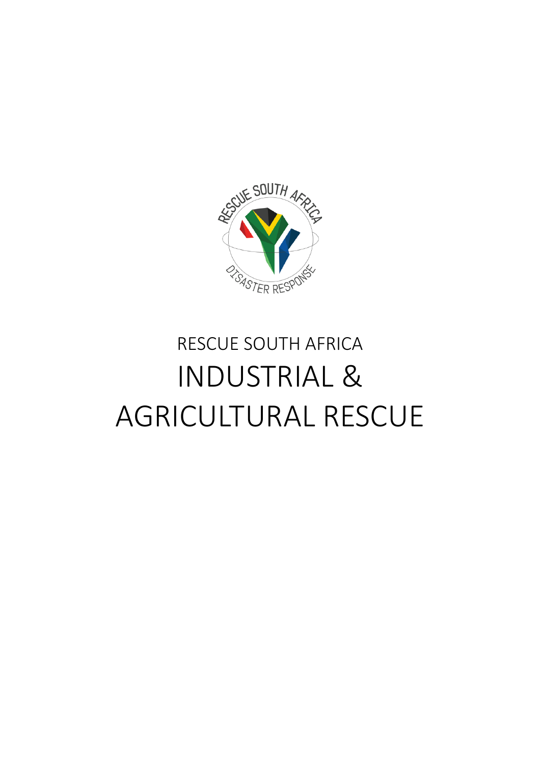RESCUE SOUTH AFRICA

# INDUSTRIAL & AGRICULTURAL RESCUE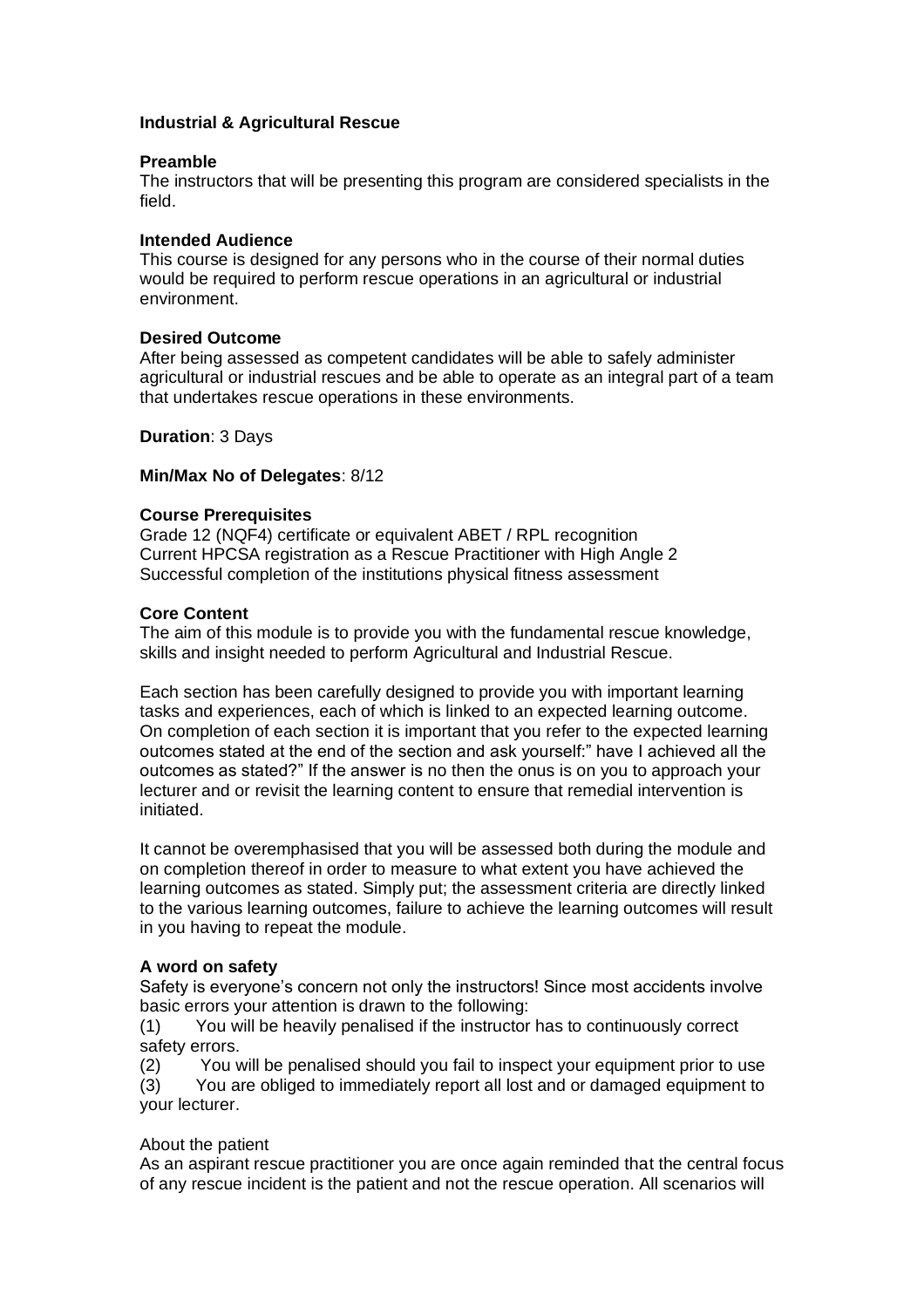**Industrial & Agricultural Rescue**

**Preamble**
The instructors that will be presenting this program are considered specialists in the field.

**Intended Audience**
This course is designed for any persons who in the course of their normal duties would be required to perform rescue operations in an agricultural or industrial environment.

**Desired Outcome**
After being assessed as competent candidates will be able to safely administer agricultural or industrial rescues and be able to operate as an integral part of a team that undertakes rescue operations in these environments.

**Duration**: 3 Days

**Min/Max No of Delegates**: 8/12

**Course Prerequisites**
Grade 12 (NQF4) certificate or equivalent ABET / RPL recognition
Current HPCSA registration as a Rescue Practitioner with High Angle 2
Successful completion of the institutions physical fitness assessment

**Core Content**
The aim of this module is to provide you with the fundamental rescue knowledge, skills and insight needed to perform Agricultural and Industrial Rescue.

Each section has been carefully designed to provide you with important learning tasks and experiences, each of which is linked to an expected learning outcome. On completion of each section it is important that you refer to the expected learning outcomes stated at the end of the section and ask yourself:" have I achieved all the outcomes as stated?" If the answer is no then the onus is on you to approach your lecturer and or revisit the learning content to ensure that remedial intervention is initiated.

It cannot be overemphasised that you will be assessed both during the module and on completion thereof in order to measure to what extent you have achieved the learning outcomes as stated. Simply put; the assessment criteria are directly linked to the various learning outcomes, failure to achieve the learning outcomes will result in you having to repeat the module.

**A word on safety**
Safety is everyone's concern not only the instructors! Since most accidents involve basic errors your attention is drawn to the following:

(1) You will be heavily penalised if the instructor has to continuously correct safety errors.
(2) You will be penalised should you fail to inspect your equipment prior to use
(3) You are obliged to immediately report all lost and or damaged equipment to your lecturer.

About the patient
As an aspirant rescue practitioner you are once again reminded that the central focus of any rescue incident is the patient and not the rescue operation. All scenarios will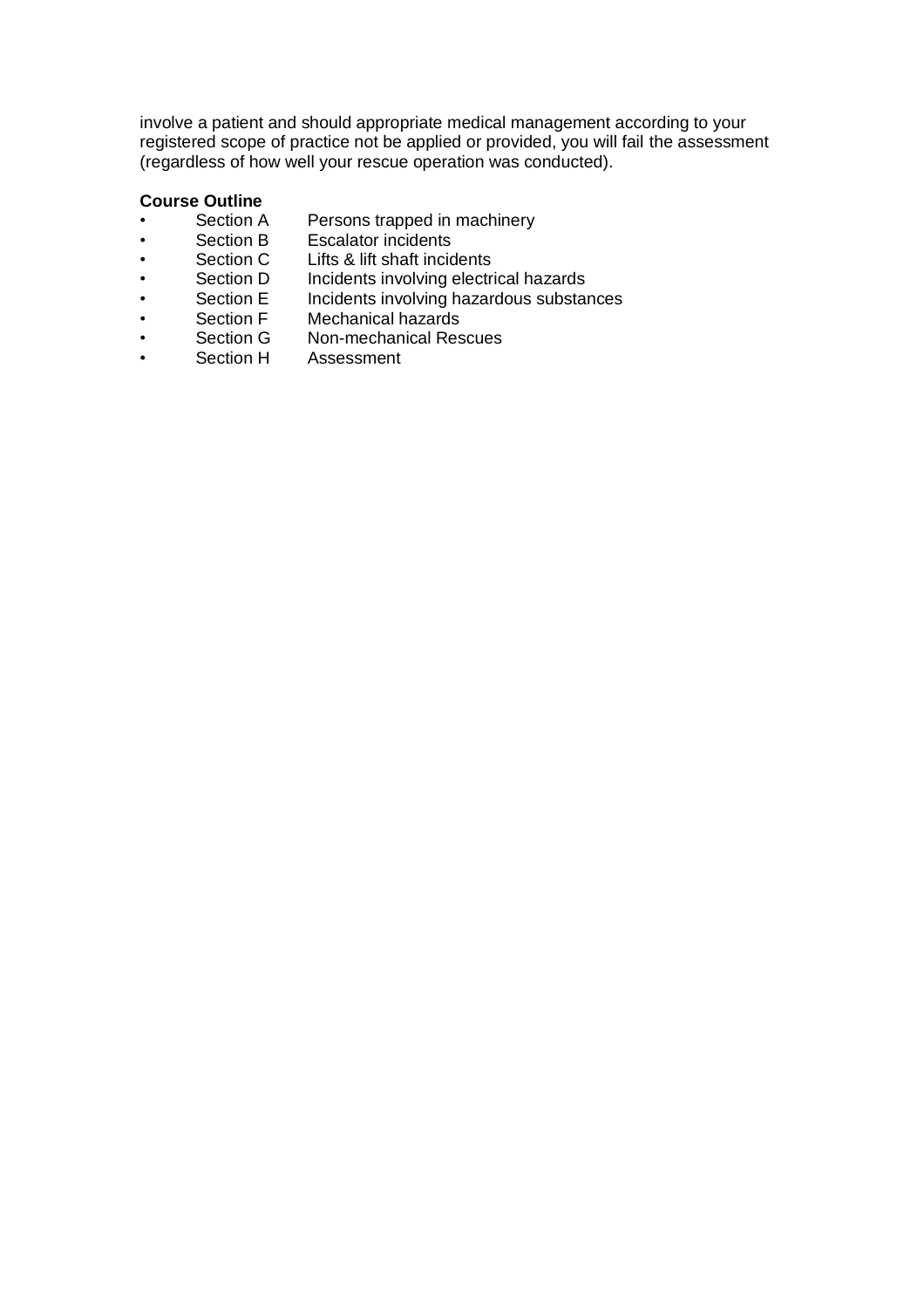involve a patient and should appropriate medical management according to your registered scope of practice not be applied or provided, you will fail the assessment (regardless of how well your rescue operation was conducted).

**Course Outline**

- Section A Persons trapped in machinery
- Section B Escalator incidents
- Section C Lifts & lift shaft incidents
- Section D Incidents involving electrical hazards
- Section E Incidents involving hazardous substances
- Section F Mechanical hazards
- Section G Non-mechanical Rescues
- Section H Assessment